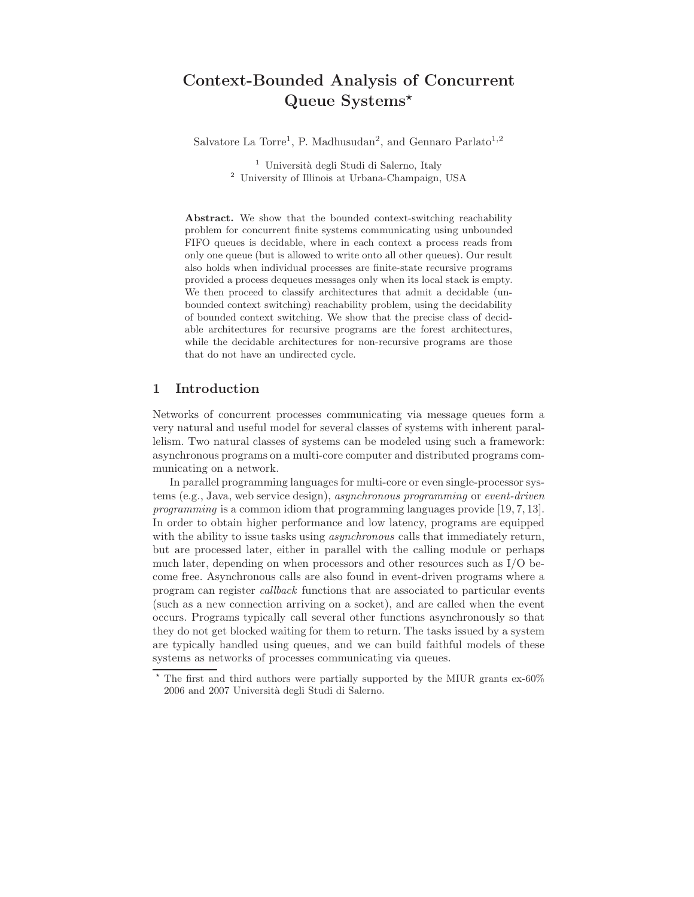# Context-Bounded Analysis of Concurrent Queue Systems*

Salvatore La Torre[1], P. Madhusudan[2], and Gennaro Parlato[1,2]

[1] Università degli Studi di Salerno, Italy
[2] University of Illinois at Urbana-Champaign, USA

**Abstract.** We show that the bounded context-switching reachability problem for concurrent finite systems communicating using unbounded FIFO queues is decidable, where in each context a process reads from only one queue (but is allowed to write onto all other queues). Our result also holds when individual processes are finite-state recursive programs provided a process dequeues messages only when its local stack is empty. We then proceed to classify architectures that admit a decidable (unbounded context switching) reachability problem, using the decidability of bounded context switching. We show that the precise class of decidable architectures for recursive programs are the forest architectures, while the decidable architectures for non-recursive programs are those that do not have an undirected cycle.

## 1 Introduction

Networks of concurrent processes communicating via message queues form a very natural and useful model for several classes of systems with inherent parallelism. Two natural classes of systems can be modeled using such a framework: asynchronous programs on a multi-core computer and distributed programs communicating on a network.

In parallel programming languages for multi-core or even single-processor systems (e.g., Java, web service design), *asynchronous programming* or *event-driven programming* is a common idiom that programming languages provide [19, 7, 13]. In order to obtain higher performance and low latency, programs are equipped with the ability to issue tasks using *asynchronous* calls that immediately return, but are processed later, either in parallel with the calling module or perhaps much later, depending on when processors and other resources such as I/O become free. Asynchronous calls are also found in event-driven programs where a program can register *callback* functions that are associated to particular events (such as a new connection arriving on a socket), and are called when the event occurs. Programs typically call several other functions asynchronously so that they do not get blocked waiting for them to return. The tasks issued by a system are typically handled using queues, and we can build faithful models of these systems as networks of processes communicating via queues.

* The first and third authors were partially supported by the MIUR grants ex-60% 2006 and 2007 Università degli Studi di Salerno.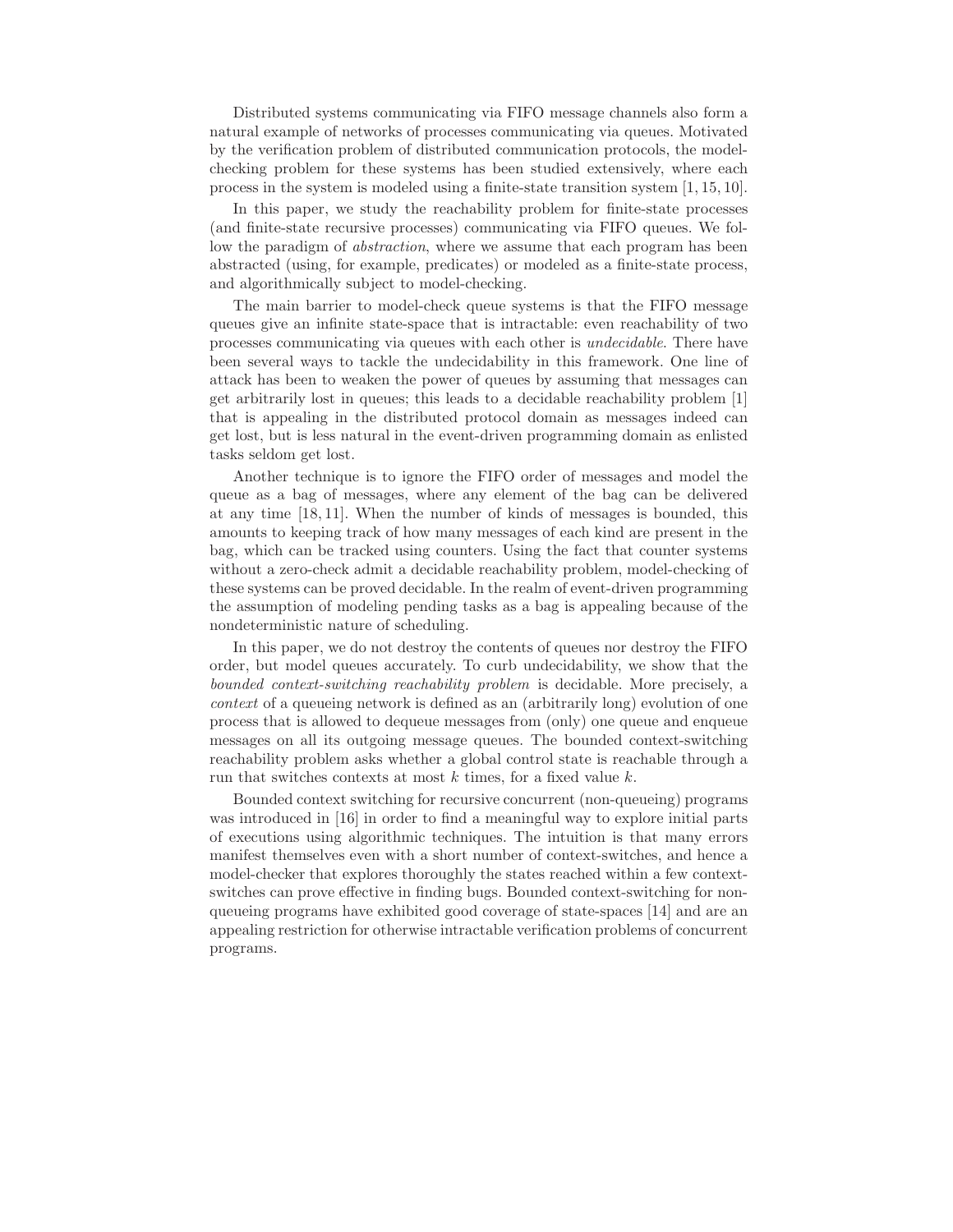Distributed systems communicating via FIFO message channels also form a natural example of networks of processes communicating via queues. Motivated by the verification problem of distributed communication protocols, the model-checking problem for these systems has been studied extensively, where each process in the system is modeled using a finite-state transition system [1, 15, 10].

In this paper, we study the reachability problem for finite-state processes (and finite-state recursive processes) communicating via FIFO queues. We follow the paradigm of *abstraction*, where we assume that each program has been abstracted (using, for example, predicates) or modeled as a finite-state process, and algorithmically subject to model-checking.

The main barrier to model-check queue systems is that the FIFO message queues give an infinite state-space that is intractable: even reachability of two processes communicating via queues with each other is *undecidable*. There have been several ways to tackle the undecidability in this framework. One line of attack has been to weaken the power of queues by assuming that messages can get arbitrarily lost in queues; this leads to a decidable reachability problem [1] that is appealing in the distributed protocol domain as messages indeed can get lost, but is less natural in the event-driven programming domain as enlisted tasks seldom get lost.

Another technique is to ignore the FIFO order of messages and model the queue as a bag of messages, where any element of the bag can be delivered at any time [18, 11]. When the number of kinds of messages is bounded, this amounts to keeping track of how many messages of each kind are present in the bag, which can be tracked using counters. Using the fact that counter systems without a zero-check admit a decidable reachability problem, model-checking of these systems can be proved decidable. In the realm of event-driven programming the assumption of modeling pending tasks as a bag is appealing because of the nondeterministic nature of scheduling.

In this paper, we do not destroy the contents of queues nor destroy the FIFO order, but model queues accurately. To curb undecidability, we show that the *bounded context-switching reachability problem* is decidable. More precisely, a *context* of a queueing network is defined as an (arbitrarily long) evolution of one process that is allowed to dequeue messages from (only) one queue and enqueue messages on all its outgoing message queues. The bounded context-switching reachability problem asks whether a global control state is reachable through a run that switches contexts at most $k$ times, for a fixed value $k$.

Bounded context switching for recursive concurrent (non-queueing) programs was introduced in [16] in order to find a meaningful way to explore initial parts of executions using algorithmic techniques. The intuition is that many errors manifest themselves even with a short number of context-switches, and hence a model-checker that explores thoroughly the states reached within a few context-switches can prove effective in finding bugs. Bounded context-switching for non-queueing programs have exhibited good coverage of state-spaces [14] and are an appealing restriction for otherwise intractable verification problems of concurrent programs.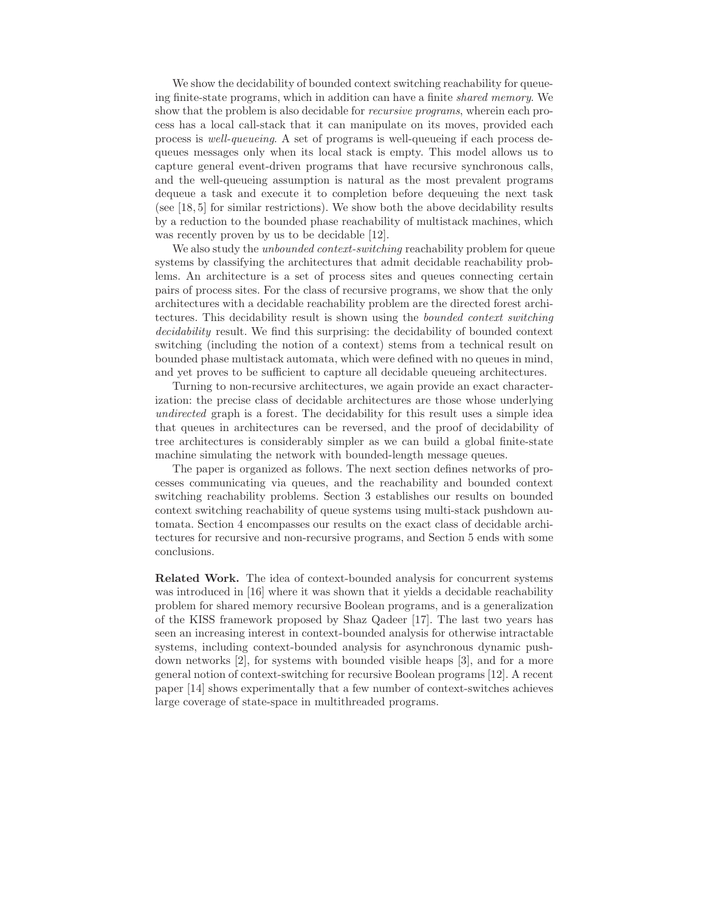We show the decidability of bounded context switching reachability for queueing finite-state programs, which in addition can have a finite *shared memory*. We show that the problem is also decidable for *recursive programs*, wherein each process has a local call-stack that it can manipulate on its moves, provided each process is *well-queueing*. A set of programs is well-queueing if each process dequeues messages only when its local stack is empty. This model allows us to capture general event-driven programs that have recursive synchronous calls, and the well-queueing assumption is natural as the most prevalent programs dequeue a task and execute it to completion before dequeuing the next task (see [18, 5] for similar restrictions). We show both the above decidability results by a reduction to the bounded phase reachability of multistack machines, which was recently proven by us to be decidable [12].

We also study the *unbounded context-switching* reachability problem for queue systems by classifying the architectures that admit decidable reachability problems. An architecture is a set of process sites and queues connecting certain pairs of process sites. For the class of recursive programs, we show that the only architectures with a decidable reachability problem are the directed forest architectures. This decidability result is shown using the *bounded context switching decidability* result. We find this surprising: the decidability of bounded context switching (including the notion of a context) stems from a technical result on bounded phase multistack automata, which were defined with no queues in mind, and yet proves to be sufficient to capture all decidable queueing architectures.

Turning to non-recursive architectures, we again provide an exact characterization: the precise class of decidable architectures are those whose underlying *undirected* graph is a forest. The decidability for this result uses a simple idea that queues in architectures can be reversed, and the proof of decidability of tree architectures is considerably simpler as we can build a global finite-state machine simulating the network with bounded-length message queues.

The paper is organized as follows. The next section defines networks of processes communicating via queues, and the reachability and bounded context switching reachability problems. Section 3 establishes our results on bounded context switching reachability of queue systems using multi-stack pushdown automata. Section 4 encompasses our results on the exact class of decidable architectures for recursive and non-recursive programs, and Section 5 ends with some conclusions.

**Related Work.** The idea of context-bounded analysis for concurrent systems was introduced in [16] where it was shown that it yields a decidable reachability problem for shared memory recursive Boolean programs, and is a generalization of the KISS framework proposed by Shaz Qadeer [17]. The last two years has seen an increasing interest in context-bounded analysis for otherwise intractable systems, including context-bounded analysis for asynchronous dynamic pushdown networks [2], for systems with bounded visible heaps [3], and for a more general notion of context-switching for recursive Boolean programs [12]. A recent paper [14] shows experimentally that a few number of context-switches achieves large coverage of state-space in multithreaded programs.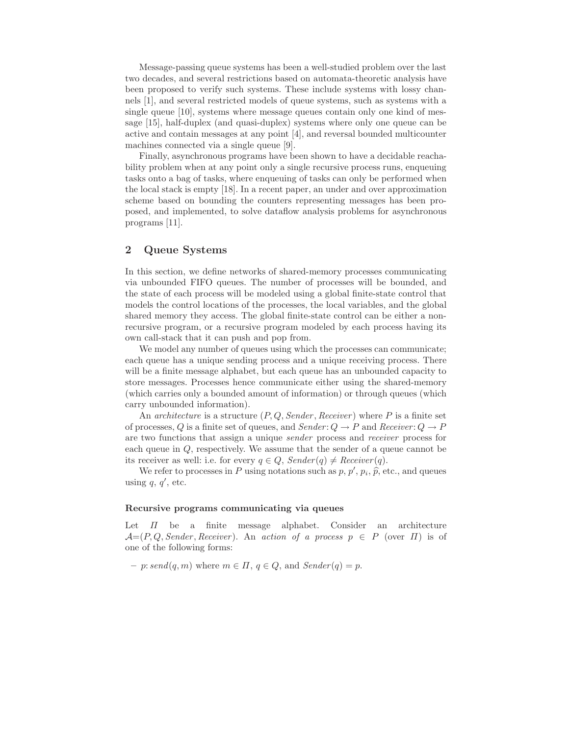Message-passing queue systems has been a well-studied problem over the last two decades, and several restrictions based on automata-theoretic analysis have been proposed to verify such systems. These include systems with lossy channels [1], and several restricted models of queue systems, such as systems with a single queue [10], systems where message queues contain only one kind of message [15], half-duplex (and quasi-duplex) systems where only one queue can be active and contain messages at any point [4], and reversal bounded multicounter machines connected via a single queue [9].

Finally, asynchronous programs have been shown to have a decidable reachability problem when at any point only a single recursive process runs, enqueuing tasks onto a bag of tasks, where enqueuing of tasks can only be performed when the local stack is empty [18]. In a recent paper, an under and over approximation scheme based on bounding the counters representing messages has been proposed, and implemented, to solve dataflow analysis problems for asynchronous programs [11].

## 2 Queue Systems

In this section, we define networks of shared-memory processes communicating via unbounded FIFO queues. The number of processes will be bounded, and the state of each process will be modeled using a global finite-state control that models the control locations of the processes, the local variables, and the global shared memory they access. The global finite-state control can be either a non-recursive program, or a recursive program modeled by each process having its own call-stack that it can push and pop from.

We model any number of queues using which the processes can communicate; each queue has a unique sending process and a unique receiving process. There will be a finite message alphabet, but each queue has an unbounded capacity to store messages. Processes hence communicate either using the shared-memory (which carries only a bounded amount of information) or through queues (which carry unbounded information).

An *architecture* is a structure $(P, Q, \mathit{Sender}, \mathit{Receiver})$ where $P$ is a finite set of processes, $Q$ is a finite set of queues, and $\mathit{Sender}: Q \rightarrow P$ and $\mathit{Receiver}: Q \rightarrow P$ are two functions that assign a unique *sender* process and *receiver* process for each queue in $Q$, respectively. We assume that the sender of a queue cannot be its receiver as well: i.e. for every $q \in Q$, $\mathit{Sender}(q) \neq \mathit{Receiver}(q)$.

We refer to processes in $P$ using notations such as $p$, $p'$, $p_i$, $\widehat{p}$, etc., and queues using $q$, $q'$, etc.

#### Recursive programs communicating via queues

Let $\Pi$ be a finite message alphabet. Consider an architecture $\mathcal{A}=(P, Q, \mathit{Sender}, \mathit{Receiver})$. An *action of a process* $p \in P$ (over $\Pi$) is of one of the following forms:

– $p$: $\mathit{send}(q, m)$ where $m \in \Pi$, $q \in Q$, and $\mathit{Sender}(q) = p$.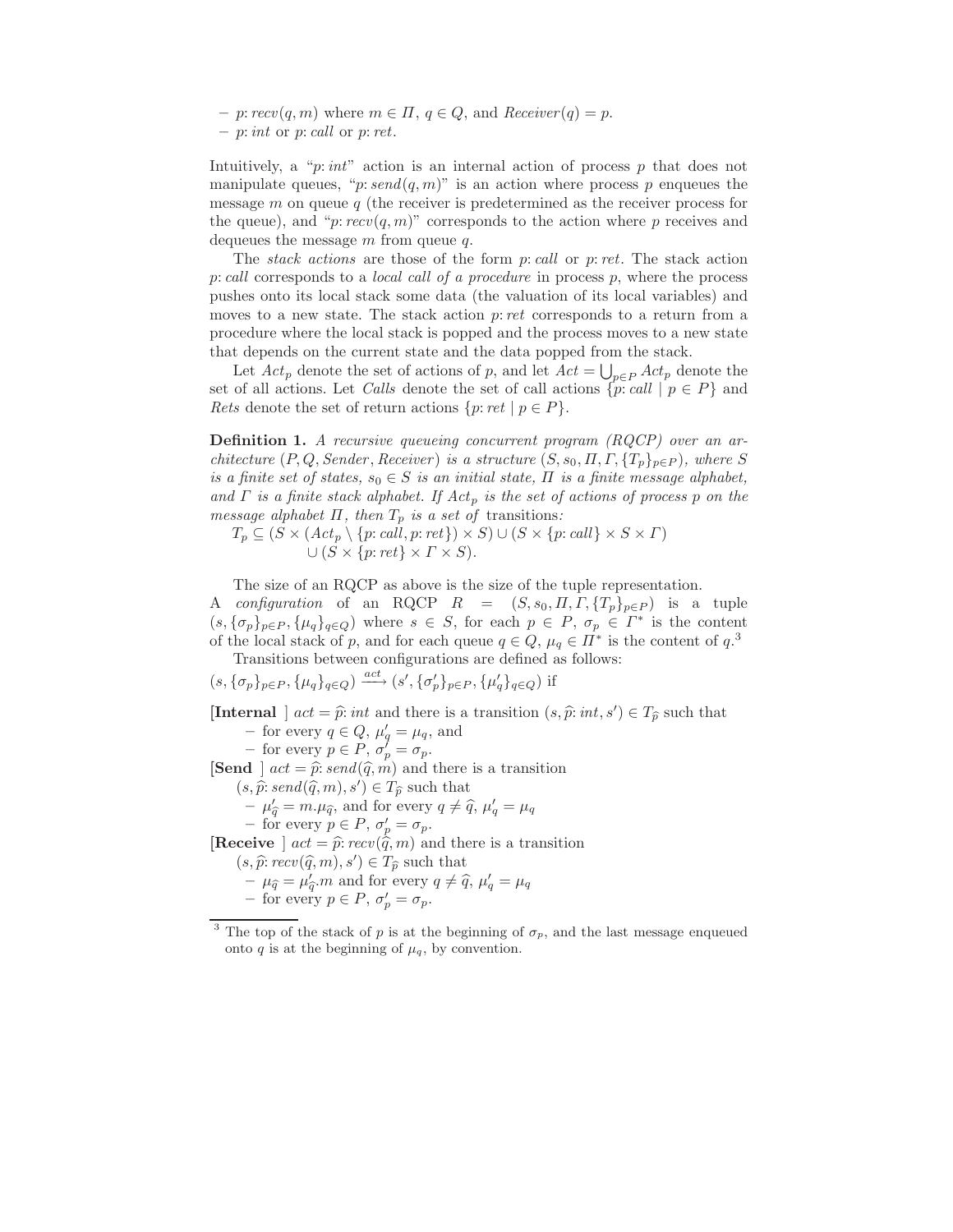– $p\colon recv(q, m)$ where $m \in \Pi$, $q \in Q$, and $Receiver(q) = p$.
– $p\colon int$ or $p\colon call$ or $p\colon ret$.

Intuitively, a "$p\colon int$" action is an internal action of process $p$ that does not manipulate queues, "$p\colon send(q, m)$" is an action where process $p$ enqueues the message $m$ on queue $q$ (the receiver is predetermined as the receiver process for the queue), and "$p\colon recv(q, m)$" corresponds to the action where $p$ receives and dequeues the message $m$ from queue $q$.

The *stack actions* are those of the form $p\colon call$ or $p\colon ret$. The stack action $p\colon call$ corresponds to a *local call of a procedure* in process $p$, where the process pushes onto its local stack some data (the valuation of its local variables) and moves to a new state. The stack action $p\colon ret$ corresponds to a return from a procedure where the local stack is popped and the process moves to a new state that depends on the current state and the data popped from the stack.

Let $Act_p$ denote the set of actions of $p$, and let $Act = \bigcup_{p \in P} Act_p$ denote the set of all actions. Let *Calls* denote the set of call actions $\{p\colon call \mid p \in P\}$ and *Rets* denote the set of return actions $\{p\colon ret \mid p \in P\}$.

**Definition 1.** *A recursive queueing concurrent program (RQCP) over an architecture $(P, Q, Sender, Receiver)$ is a structure $(S, s_0, \Pi, \Gamma, \{T_p\}_{p \in P})$, where $S$ is a finite set of states, $s_0 \in S$ is an initial state, $\Pi$ is a finite message alphabet, and $\Gamma$ is a finite stack alphabet. If $Act_p$ is the set of actions of process $p$ on the message alphabet $\Pi$, then $T_p$ is a set of* transitions*:*

$$T_p \subseteq (S \times (Act_p \setminus \{p\colon call, p\colon ret\}) \times S) \cup (S \times \{p\colon call\} \times S \times \Gamma) \cup (S \times \{p\colon ret\} \times \Gamma \times S).$$

The size of an RQCP as above is the size of the tuple representation.

A *configuration* of an RQCP $R = (S, s_0, \Pi, \Gamma, \{T_p\}_{p \in P})$ is a tuple $(s, \{\sigma_p\}_{p \in P}, \{\mu_q\}_{q \in Q})$ where $s \in S$, for each $p \in P$, $\sigma_p \in \Gamma^*$ is the content of the local stack of $p$, and for each queue $q \in Q$, $\mu_q \in \Pi^*$ is the content of $q$.[3]

Transitions between configurations are defined as follows:

$(s, \{\sigma_p\}_{p \in P}, \{\mu_q\}_{q \in Q}) \xrightarrow{act} (s', \{\sigma'_p\}_{p \in P}, \{\mu'_q\}_{q \in Q})$ if

**[Internal ]** $act = \widehat{p}\colon int$ and there is a transition $(s, \widehat{p}\colon int, s') \in T_{\widehat{p}}$ such that
– for every $q \in Q$, $\mu'_q = \mu_q$, and
– for every $p \in P$, $\sigma'_p = \sigma_p$.

**[Send ]** $act = \widehat{p}\colon send(\widehat{q}, m)$ and there is a transition $(s, \widehat{p}\colon send(\widehat{q}, m), s') \in T_{\widehat{p}}$ such that
– $\mu'_{\widehat{q}} = m.\mu_{\widehat{q}}$, and for every $q \neq \widehat{q}$, $\mu'_q = \mu_q$
– for every $p \in P$, $\sigma'_p = \sigma_p$.

**[Receive ]** $act = \widehat{p}\colon recv(\widehat{q}, m)$ and there is a transition $(s, \widehat{p}\colon recv(\widehat{q}, m), s') \in T_{\widehat{p}}$ such that
– $\mu_{\widehat{q}} = \mu'_{\widehat{q}}.m$ and for every $q \neq \widehat{q}$, $\mu'_q = \mu_q$
– for every $p \in P$, $\sigma'_p = \sigma_p$.

[3] The top of the stack of $p$ is at the beginning of $\sigma_p$, and the last message enqueued onto $q$ is at the beginning of $\mu_q$, by convention.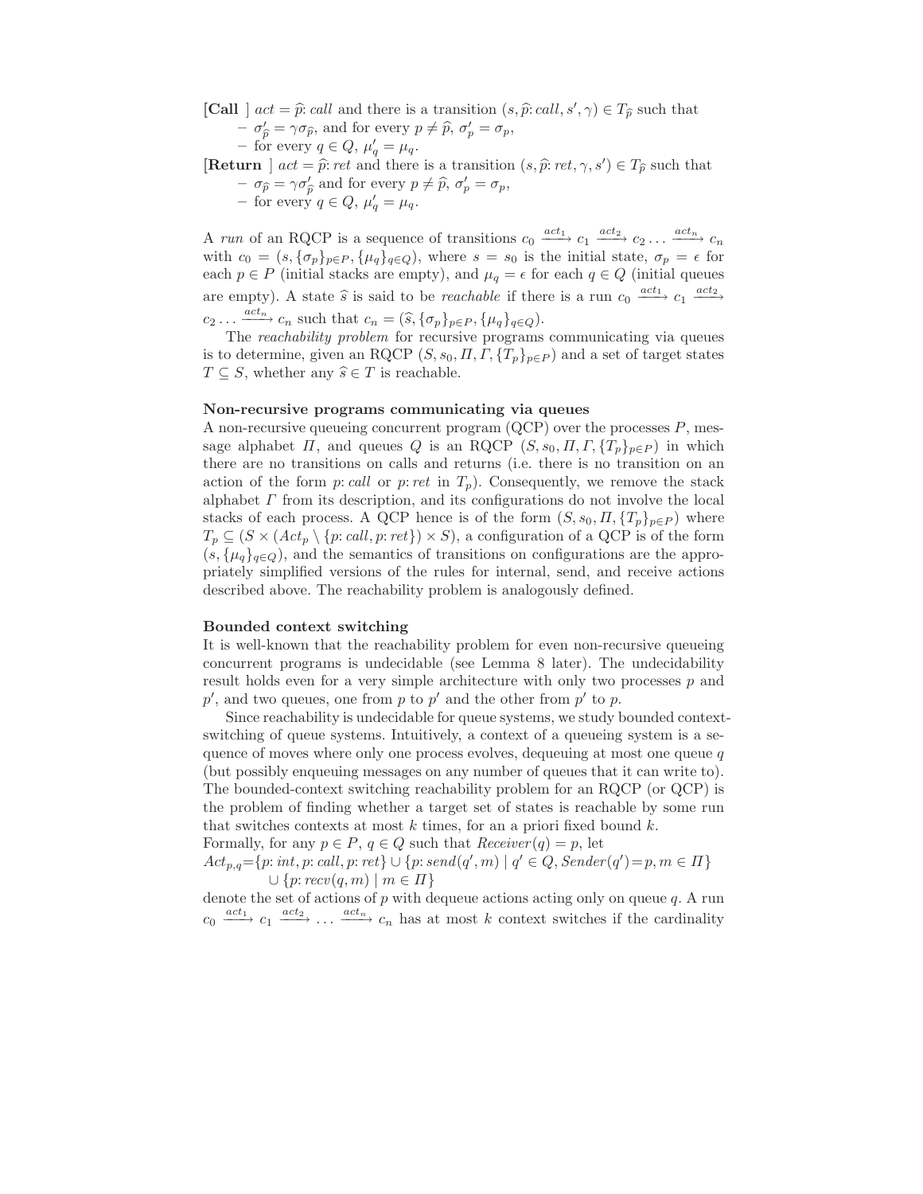**[Call ]** $act = \widehat{p}\colon call$ and there is a transition $(s, \widehat{p}\colon call, s', \gamma) \in T_{\widehat{p}}$ such that

- $\sigma'_{\widehat{p}} = \gamma\sigma_{\widehat{p}}$, and for every $p \neq \widehat{p}$, $\sigma'_p = \sigma_p$,
- for every $q \in Q$, $\mu'_q = \mu_q$.

**[Return ]** $act = \widehat{p}\colon ret$ and there is a transition $(s, \widehat{p}\colon ret, \gamma, s') \in T_{\widehat{p}}$ such that

- $\sigma_{\widehat{p}} = \gamma\sigma'_{\widehat{p}}$ and for every $p \neq \widehat{p}$, $\sigma'_p = \sigma_p$,
- for every $q \in Q$, $\mu'_q = \mu_q$.

A *run* of an RQCP is a sequence of transitions $c_0 \xrightarrow{act_1} c_1 \xrightarrow{act_2} c_2 \ldots \xrightarrow{act_n} c_n$ with $c_0 = (s, \{\sigma_p\}_{p \in P}, \{\mu_q\}_{q \in Q})$, where $s = s_0$ is the initial state, $\sigma_p = \epsilon$ for each $p \in P$ (initial stacks are empty), and $\mu_q = \epsilon$ for each $q \in Q$ (initial queues are empty). A state $\widehat{s}$ is said to be *reachable* if there is a run $c_0 \xrightarrow{act_1} c_1 \xrightarrow{act_2} c_2 \ldots \xrightarrow{act_n} c_n$ such that $c_n = (\widehat{s}, \{\sigma_p\}_{p \in P}, \{\mu_q\}_{q \in Q})$.

The *reachability problem* for recursive programs communicating via queues is to determine, given an RQCP $(S, s_0, \Pi, \Gamma, \{T_p\}_{p \in P})$ and a set of target states $T \subseteq S$, whether any $\widehat{s} \in T$ is reachable.

**Non-recursive programs communicating via queues**

A non-recursive queueing concurrent program (QCP) over the processes $P$, message alphabet $\Pi$, and queues $Q$ is an RQCP $(S, s_0, \Pi, \Gamma, \{T_p\}_{p \in P})$ in which there are no transitions on calls and returns (i.e. there is no transition on an action of the form $p\colon call$ or $p\colon ret$ in $T_p$). Consequently, we remove the stack alphabet $\Gamma$ from its description, and its configurations do not involve the local stacks of each process. A QCP hence is of the form $(S, s_0, \Pi, \{T_p\}_{p \in P})$ where $T_p \subseteq (S \times (Act_p \setminus \{p\colon call, p\colon ret\}) \times S)$, a configuration of a QCP is of the form $(s, \{\mu_q\}_{q \in Q})$, and the semantics of transitions on configurations are the appropriately simplified versions of the rules for internal, send, and receive actions described above. The reachability problem is analogously defined.

**Bounded context switching**

It is well-known that the reachability problem for even non-recursive queueing concurrent programs is undecidable (see Lemma 8 later). The undecidability result holds even for a very simple architecture with only two processes $p$ and $p'$, and two queues, one from $p$ to $p'$ and the other from $p'$ to $p$.

Since reachability is undecidable for queue systems, we study bounded context-switching of queue systems. Intuitively, a context of a queueing system is a sequence of moves where only one process evolves, dequeuing at most one queue $q$ (but possibly enqueuing messages on any number of queues that it can write to). The bounded-context switching reachability problem for an RQCP (or QCP) is the problem of finding whether a target set of states is reachable by some run that switches contexts at most $k$ times, for an a priori fixed bound $k$.

Formally, for any $p \in P$, $q \in Q$ such that $Receiver(q) = p$, let

$$Act_{p,q} = \{p\colon int, p\colon call, p\colon ret\} \cup \{p\colon send(q', m) \mid q' \in Q, Sender(q') = p, m \in \Pi\}$$
$$\cup \{p\colon recv(q, m) \mid m \in \Pi\}$$

denote the set of actions of $p$ with dequeue actions acting only on queue $q$. A run $c_0 \xrightarrow{act_1} c_1 \xrightarrow{act_2} \ldots \xrightarrow{act_n} c_n$ has at most $k$ context switches if the cardinality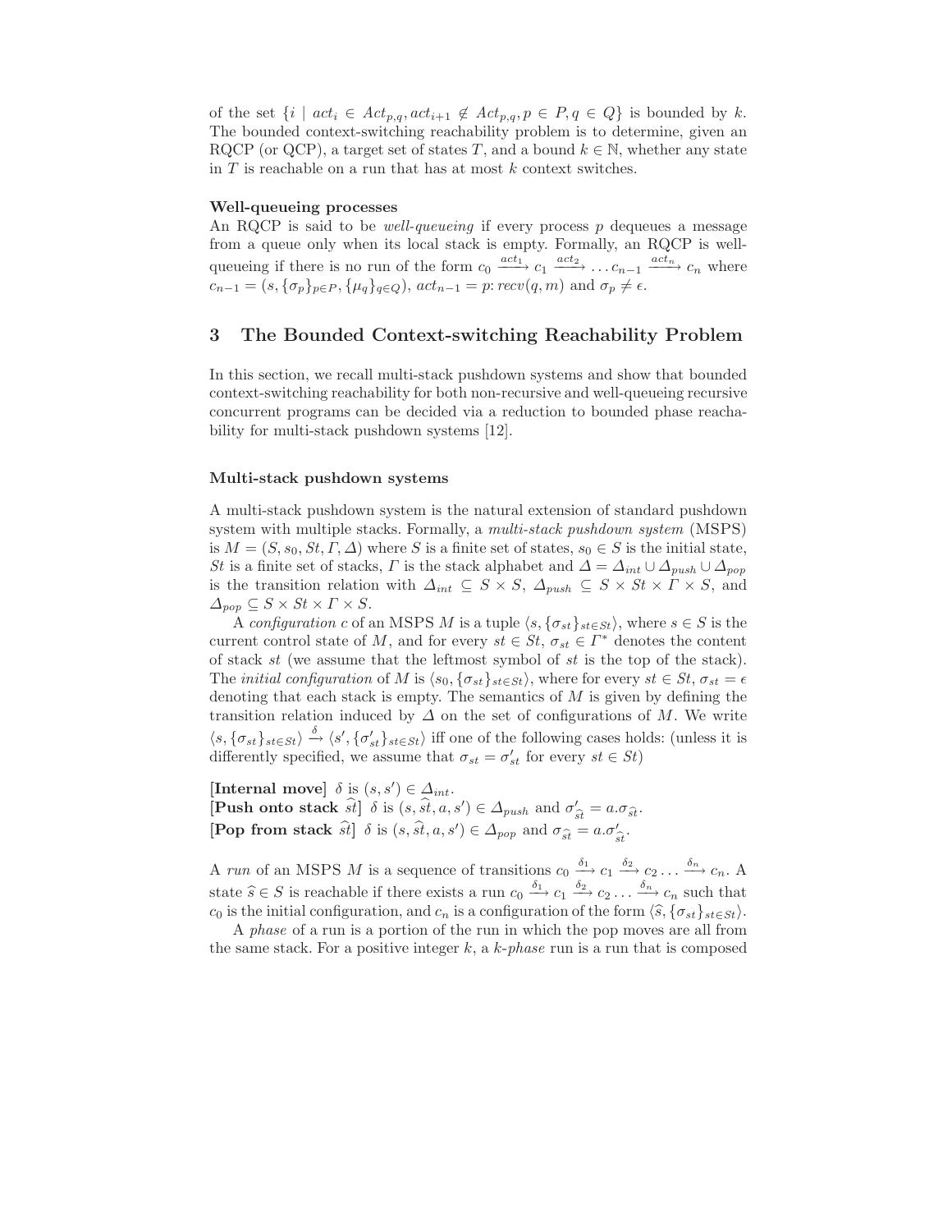of the set $\{i \mid act_i \in Act_{p,q}, act_{i+1} \notin Act_{p,q}, p \in P, q \in Q\}$ is bounded by $k$. The bounded context-switching reachability problem is to determine, given an RQCP (or QCP), a target set of states $T$, and a bound $k \in \mathbb{N}$, whether any state in $T$ is reachable on a run that has at most $k$ context switches.

**Well-queueing processes**

An RQCP is said to be *well-queueing* if every process $p$ dequeues a message from a queue only when its local stack is empty. Formally, an RQCP is well-queueing if there is no run of the form $c_0 \xrightarrow{act_1} c_1 \xrightarrow{act_2} \ldots c_{n-1} \xrightarrow{act_n} c_n$ where $c_{n-1} = (s, \{\sigma_p\}_{p \in P}, \{\mu_q\}_{q \in Q})$, $act_{n-1} = p\colon recv(q, m)$ and $\sigma_p \neq \epsilon$.

## 3 The Bounded Context-switching Reachability Problem

In this section, we recall multi-stack pushdown systems and show that bounded context-switching reachability for both non-recursive and well-queueing recursive concurrent programs can be decided via a reduction to bounded phase reachability for multi-stack pushdown systems [12].

**Multi-stack pushdown systems**

A multi-stack pushdown system is the natural extension of standard pushdown system with multiple stacks. Formally, a *multi-stack pushdown system* (MSPS) is $M = (S, s_0, St, \Gamma, \Delta)$ where $S$ is a finite set of states, $s_0 \in S$ is the initial state, $St$ is a finite set of stacks, $\Gamma$ is the stack alphabet and $\Delta = \Delta_{int} \cup \Delta_{push} \cup \Delta_{pop}$ is the transition relation with $\Delta_{int} \subseteq S \times S$, $\Delta_{push} \subseteq S \times St \times \Gamma \times S$, and $\Delta_{pop} \subseteq S \times St \times \Gamma \times S$.

A *configuration* $c$ of an MSPS $M$ is a tuple $\langle s, \{\sigma_{st}\}_{st \in St}\rangle$, where $s \in S$ is the current control state of $M$, and for every $st \in St$, $\sigma_{st} \in \Gamma^*$ denotes the content of stack $st$ (we assume that the leftmost symbol of $st$ is the top of the stack). The *initial configuration* of $M$ is $\langle s_0, \{\sigma_{st}\}_{st \in St}\rangle$, where for every $st \in St$, $\sigma_{st} = \epsilon$ denoting that each stack is empty. The semantics of $M$ is given by defining the transition relation induced by $\Delta$ on the set of configurations of $M$. We write $\langle s, \{\sigma_{st}\}_{st \in St}\rangle \xrightarrow{\delta} \langle s', \{\sigma'_{st}\}_{st \in St}\rangle$ iff one of the following cases holds: (unless it is differently specified, we assume that $\sigma_{st} = \sigma'_{st}$ for every $st \in St$)

**[Internal move]** $\delta$ is $(s, s') \in \Delta_{int}$.
**[Push onto stack $\widehat{st}$]** $\delta$ is $(s, \widehat{st}, a, s') \in \Delta_{push}$ and $\sigma'_{\widehat{st}} = a.\sigma_{\widehat{st}}$.
**[Pop from stack $\widehat{st}$]** $\delta$ is $(s, \widehat{st}, a, s') \in \Delta_{pop}$ and $\sigma_{\widehat{st}} = a.\sigma'_{\widehat{st}}$.

A *run* of an MSPS $M$ is a sequence of transitions $c_0 \xrightarrow{\delta_1} c_1 \xrightarrow{\delta_2} c_2 \ldots \xrightarrow{\delta_n} c_n$. A state $\widehat{s} \in S$ is reachable if there exists a run $c_0 \xrightarrow{\delta_1} c_1 \xrightarrow{\delta_2} c_2 \ldots \xrightarrow{\delta_n} c_n$ such that $c_0$ is the initial configuration, and $c_n$ is a configuration of the form $\langle \widehat{s}, \{\sigma_{st}\}_{st \in St}\rangle$.

A *phase* of a run is a portion of the run in which the pop moves are all from the same stack. For a positive integer $k$, a *k-phase* run is a run that is composed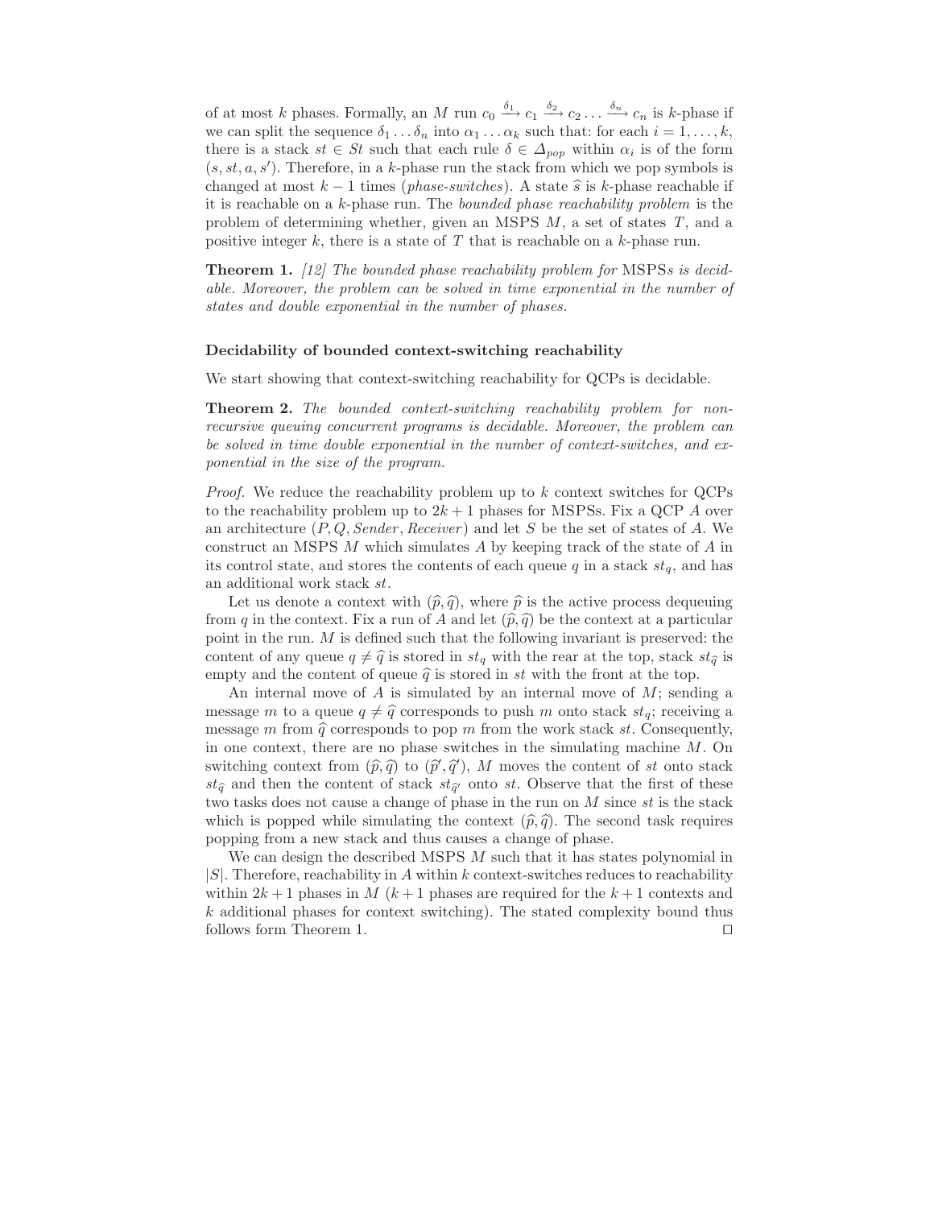of at most $k$ phases. Formally, an $M$ run $c_0 \xrightarrow{\delta_1} c_1 \xrightarrow{\delta_2} c_2 \ldots \xrightarrow{\delta_n} c_n$ is $k$-phase if we can split the sequence $\delta_1 \ldots \delta_n$ into $\alpha_1 \ldots \alpha_k$ such that: for each $i = 1, \ldots, k$, there is a stack $st \in St$ such that each rule $\delta \in \Delta_{pop}$ within $\alpha_i$ is of the form $(s, st, a, s')$. Therefore, in a $k$-phase run the stack from which we pop symbols is changed at most $k-1$ times (*phase-switches*). A state $\widehat{s}$ is $k$-phase reachable if it is reachable on a $k$-phase run. The *bounded phase reachability problem* is the problem of determining whether, given an MSPS $M$, a set of states $T$, and a positive integer $k$, there is a state of $T$ that is reachable on a $k$-phase run.

**Theorem 1.** *[12] The bounded phase reachability problem for* MSPS*s is decidable. Moreover, the problem can be solved in time exponential in the number of states and double exponential in the number of phases.*

### Decidability of bounded context-switching reachability

We start showing that context-switching reachability for QCPs is decidable.

**Theorem 2.** *The bounded context-switching reachability problem for non-recursive queuing concurrent programs is decidable. Moreover, the problem can be solved in time double exponential in the number of context-switches, and exponential in the size of the program.*

*Proof.* We reduce the reachability problem up to $k$ context switches for QCPs to the reachability problem up to $2k+1$ phases for MSPSs. Fix a QCP $A$ over an architecture $(P, Q, \mathit{Sender}, \mathit{Receiver})$ and let $S$ be the set of states of $A$. We construct an MSPS $M$ which simulates $A$ by keeping track of the state of $A$ in its control state, and stores the contents of each queue $q$ in a stack $st_q$, and has an additional work stack $st$.

Let us denote a context with $(\widehat{p}, \widehat{q})$, where $\widehat{p}$ is the active process dequeuing from $q$ in the context. Fix a run of $A$ and let $(\widehat{p}, \widehat{q})$ be the context at a particular point in the run. $M$ is defined such that the following invariant is preserved: the content of any queue $q \neq \widehat{q}$ is stored in $st_q$ with the rear at the top, stack $st_{\widehat{q}}$ is empty and the content of queue $\widehat{q}$ is stored in $st$ with the front at the top.

An internal move of $A$ is simulated by an internal move of $M$; sending a message $m$ to a queue $q \neq \widehat{q}$ corresponds to push $m$ onto stack $st_q$; receiving a message $m$ from $\widehat{q}$ corresponds to pop $m$ from the work stack $st$. Consequently, in one context, there are no phase switches in the simulating machine $M$. On switching context from $(\widehat{p}, \widehat{q})$ to $(\widehat{p}', \widehat{q}')$, $M$ moves the content of $st$ onto stack $st_{\widehat{q}}$ and then the content of stack $st_{\widehat{q}'}$ onto $st$. Observe that the first of these two tasks does not cause a change of phase in the run on $M$ since $st$ is the stack which is popped while simulating the context $(\widehat{p}, \widehat{q})$. The second task requires popping from a new stack and thus causes a change of phase.

We can design the described MSPS $M$ such that it has states polynomial in $|S|$. Therefore, reachability in $A$ within $k$ context-switches reduces to reachability within $2k+1$ phases in $M$ ($k+1$ phases are required for the $k+1$ contexts and $k$ additional phases for context switching). The stated complexity bound thus follows form Theorem 1. ◻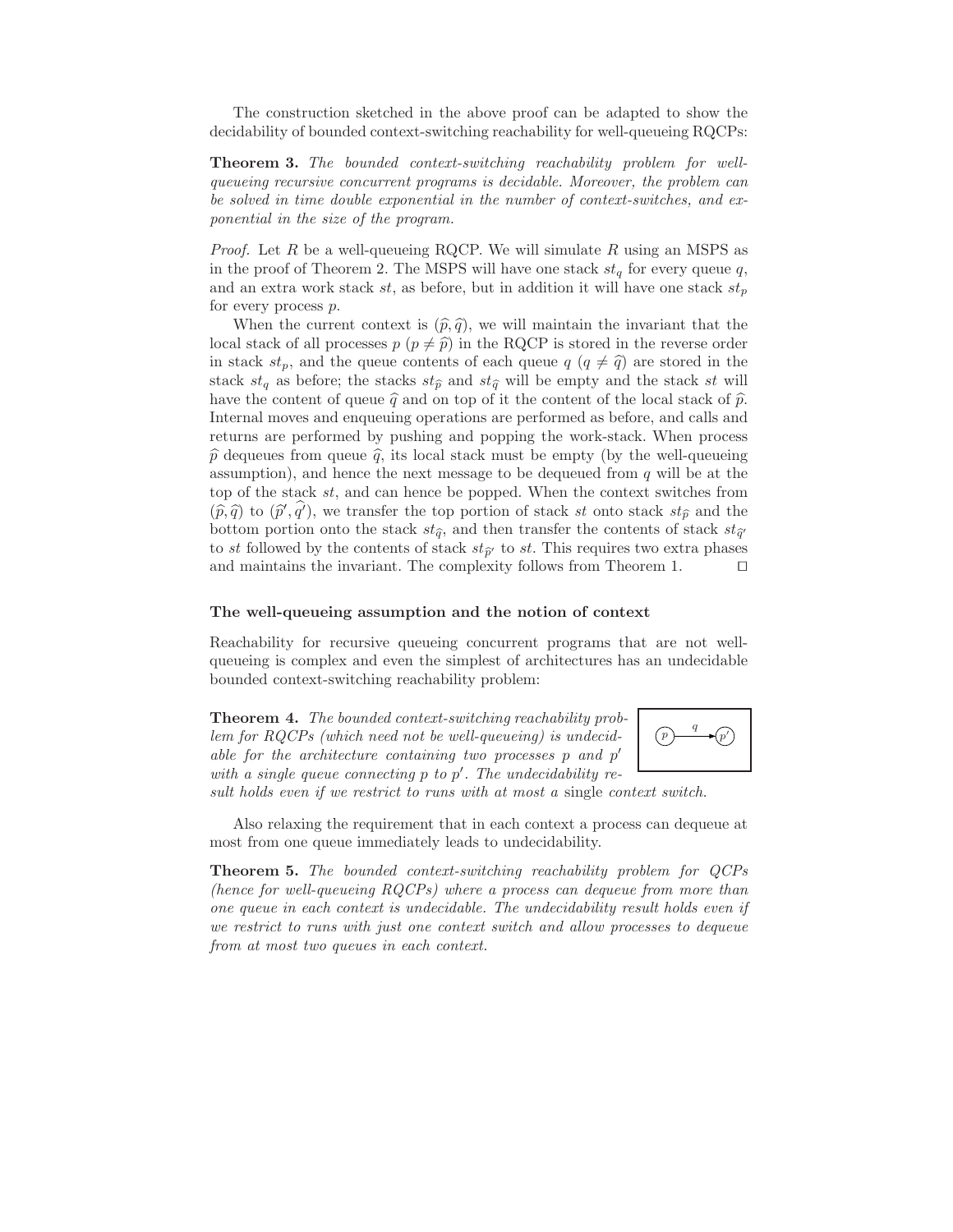The construction sketched in the above proof can be adapted to show the decidability of bounded context-switching reachability for well-queueing RQCPs:

**Theorem 3.** *The bounded context-switching reachability problem for well-queueing recursive concurrent programs is decidable. Moreover, the problem can be solved in time double exponential in the number of context-switches, and exponential in the size of the program.*

*Proof.* Let $R$ be a well-queueing RQCP. We will simulate $R$ using an MSPS as in the proof of Theorem 2. The MSPS will have one stack $st_q$ for every queue $q$, and an extra work stack $st$, as before, but in addition it will have one stack $st_p$ for every process $p$.

When the current context is $(\widehat{p}, \widehat{q})$, we will maintain the invariant that the local stack of all processes $p$ $(p \neq \widehat{p})$ in the RQCP is stored in the reverse order in stack $st_p$, and the queue contents of each queue $q$ $(q \neq \widehat{q})$ are stored in the stack $st_q$ as before; the stacks $st_{\widehat{p}}$ and $st_{\widehat{q}}$ will be empty and the stack $st$ will have the content of queue $\widehat{q}$ and on top of it the content of the local stack of $\widehat{p}$. Internal moves and enqueuing operations are performed as before, and calls and returns are performed by pushing and popping the work-stack. When process $\widehat{p}$ dequeues from queue $\widehat{q}$, its local stack must be empty (by the well-queueing assumption), and hence the next message to be dequeued from $q$ will be at the top of the stack $st$, and can hence be popped. When the context switches from $(\widehat{p}, \widehat{q})$ to $(\widehat{p}', \widehat{q}')$, we transfer the top portion of stack $st$ onto stack $st_{\widehat{p}}$ and the bottom portion onto the stack $st_{\widehat{q}}$, and then transfer the contents of stack $st_{\widehat{q}'}$ to $st$ followed by the contents of stack $st_{\widehat{p}'}$ to $st$. This requires two extra phases and maintains the invariant. The complexity follows from Theorem 1. $\square$

### The well-queueing assumption and the notion of context

Reachability for recursive queueing concurrent programs that are not well-queueing is complex and even the simplest of architectures has an undecidable bounded context-switching reachability problem:

**Theorem 4.** *The bounded context-switching reachability problem for RQCPs (which need not be well-queueing) is undecidable for the architecture containing two processes $p$ and $p'$ with a single queue connecting $p$ to $p'$. The undecidability result holds even if we restrict to runs with at most a* single *context switch.*

Also relaxing the requirement that in each context a process can dequeue at most from one queue immediately leads to undecidability.

**Theorem 5.** *The bounded context-switching reachability problem for QCPs (hence for well-queueing RQCPs) where a process can dequeue from more than one queue in each context is undecidable. The undecidability result holds even if we restrict to runs with just one context switch and allow processes to dequeue from at most two queues in each context.*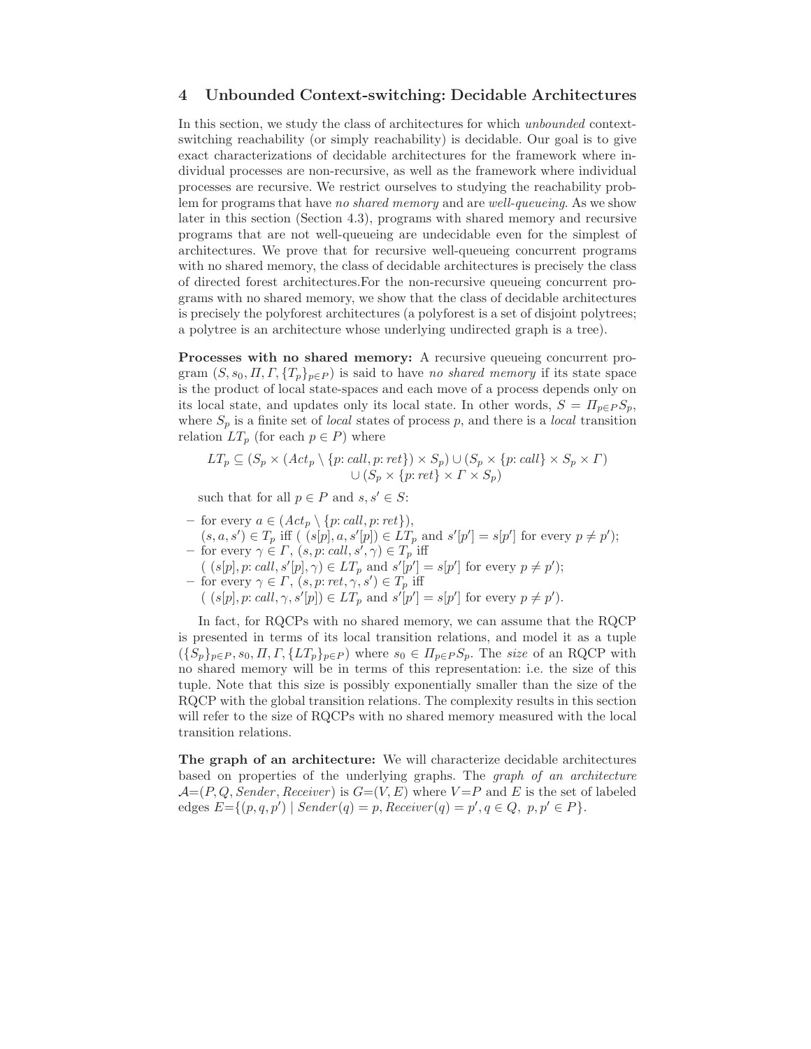## 4 Unbounded Context-switching: Decidable Architectures

In this section, we study the class of architectures for which *unbounded* context-switching reachability (or simply reachability) is decidable. Our goal is to give exact characterizations of decidable architectures for the framework where individual processes are non-recursive, as well as the framework where individual processes are recursive. We restrict ourselves to studying the reachability problem for programs that have *no shared memory* and are *well-queueing*. As we show later in this section (Section 4.3), programs with shared memory and recursive programs that are not well-queueing are undecidable even for the simplest of architectures. We prove that for recursive well-queueing concurrent programs with no shared memory, the class of decidable architectures is precisely the class of directed forest architectures.For the non-recursive queueing concurrent programs with no shared memory, we show that the class of decidable architectures is precisely the polyforest architectures (a polyforest is a set of disjoint polytrees; a polytree is an architecture whose underlying undirected graph is a tree).

**Processes with no shared memory:** A recursive queueing concurrent program $(S, s_0, \Pi, \Gamma, \{T_p\}_{p\in P})$ is said to have *no shared memory* if its state space is the product of local state-spaces and each move of a process depends only on its local state, and updates only its local state. In other words, $S = \Pi_{p\in P} S_p$, where $S_p$ is a finite set of *local* states of process $p$, and there is a *local* transition relation $LT_p$ (for each $p \in P$) where

$$LT_p \subseteq (S_p \times (Act_p \setminus \{p\colon call, p\colon ret\}) \times S_p) \cup (S_p \times \{p\colon call\} \times S_p \times \Gamma) \\ \cup (S_p \times \{p\colon ret\} \times \Gamma \times S_p)$$

such that for all $p \in P$ and $s, s' \in S$:

- for every $a \in (Act_p \setminus \{p\colon call, p\colon ret\})$,
  $(s, a, s') \in T_p$ iff ( $(s[p], a, s'[p]) \in LT_p$ and $s'[p'] = s[p']$ for every $p \neq p'$);
- for every $\gamma \in \Gamma$, $(s, p\colon call, s', \gamma) \in T_p$ iff
  ( $(s[p], p\colon call, s'[p], \gamma) \in LT_p$ and $s'[p'] = s[p']$ for every $p \neq p'$);
- for every $\gamma \in \Gamma$, $(s, p\colon ret, \gamma, s') \in T_p$ iff
  ( $(s[p], p\colon call, \gamma, s'[p]) \in LT_p$ and $s'[p'] = s[p']$ for every $p \neq p'$).

In fact, for RQCPs with no shared memory, we can assume that the RQCP is presented in terms of its local transition relations, and model it as a tuple $(\{S_p\}_{p\in P}, s_0, \Pi, \Gamma, \{LT_p\}_{p\in P})$ where $s_0 \in \Pi_{p\in P} S_p$. The *size* of an RQCP with no shared memory will be in terms of this representation: i.e. the size of this tuple. Note that this size is possibly exponentially smaller than the size of the RQCP with the global transition relations. The complexity results in this section will refer to the size of RQCPs with no shared memory measured with the local transition relations.

**The graph of an architecture:** We will characterize decidable architectures based on properties of the underlying graphs. The *graph of an architecture* $\mathcal{A}=(P, Q, Sender, Receiver)$ is $G=(V, E)$ where $V=P$ and $E$ is the set of labeled edges $E=\{(p, q, p') \mid Sender(q) = p, Receiver(q) = p', q \in Q,\ p, p' \in P\}$.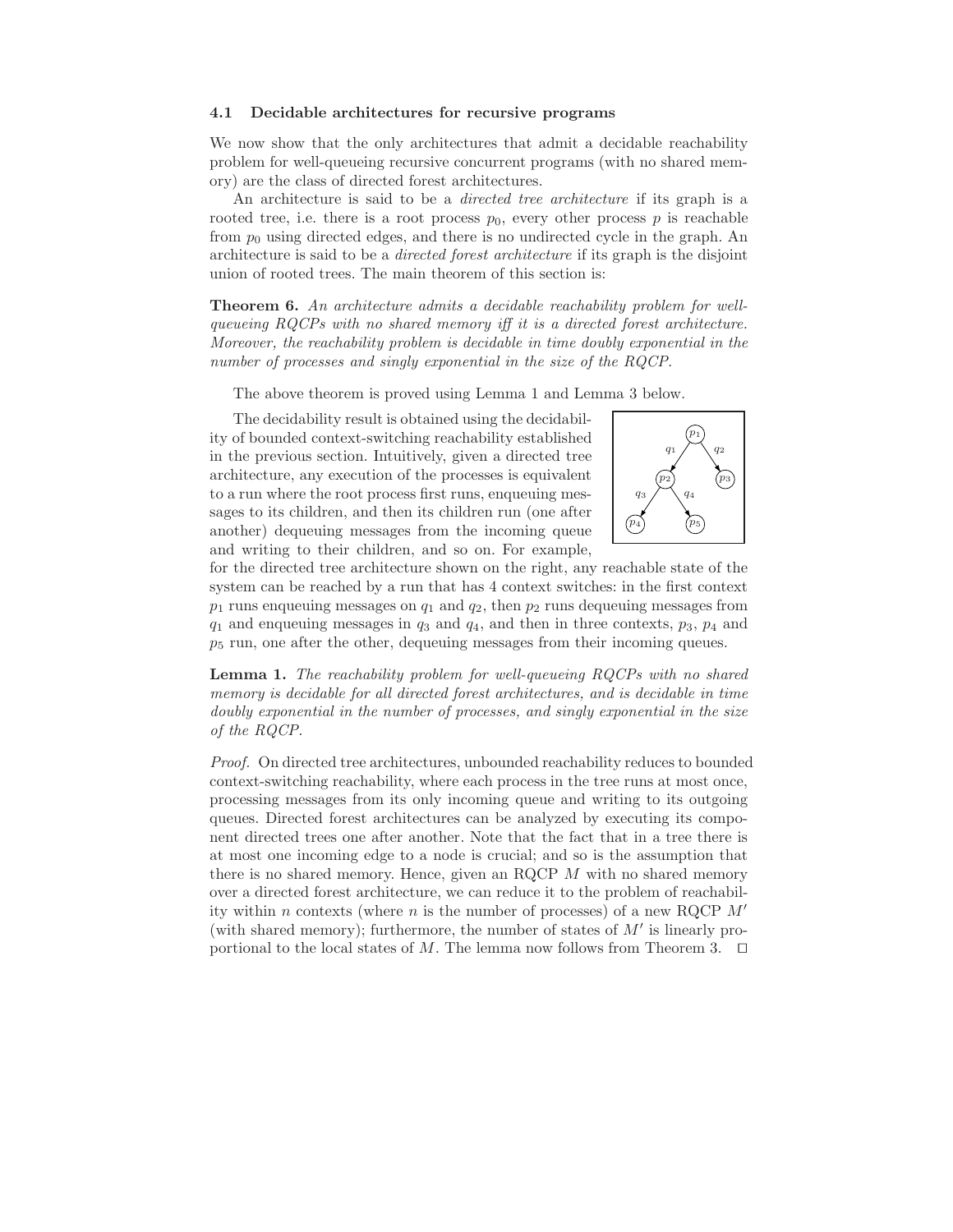### 4.1 Decidable architectures for recursive programs

We now show that the only architectures that admit a decidable reachability problem for well-queueing recursive concurrent programs (with no shared memory) are the class of directed forest architectures.

An architecture is said to be a *directed tree architecture* if its graph is a rooted tree, i.e. there is a root process $p_0$, every other process $p$ is reachable from $p_0$ using directed edges, and there is no undirected cycle in the graph. An architecture is said to be a *directed forest architecture* if its graph is the disjoint union of rooted trees. The main theorem of this section is:

**Theorem 6.** *An architecture admits a decidable reachability problem for well-queueing RQCPs with no shared memory iff it is a directed forest architecture. Moreover, the reachability problem is decidable in time doubly exponential in the number of processes and singly exponential in the size of the RQCP.*

The above theorem is proved using Lemma 1 and Lemma 3 below.

The decidability result is obtained using the decidability of bounded context-switching reachability established in the previous section. Intuitively, given a directed tree architecture, any execution of the processes is equivalent to a run where the root process first runs, enqueuing messages to its children, and then its children run (one after another) dequeuing messages from the incoming queue and writing to their children, and so on. For example, for the directed tree architecture shown on the right, any reachable state of the system can be reached by a run that has 4 context switches: in the first context $p_1$ runs enqueuing messages on $q_1$ and $q_2$, then $p_2$ runs dequeuing messages from $q_1$ and enqueuing messages in $q_3$ and $q_4$, and then in three contexts, $p_3$, $p_4$ and $p_5$ run, one after the other, dequeuing messages from their incoming queues.

**Lemma 1.** *The reachability problem for well-queueing RQCPs with no shared memory is decidable for all directed forest architectures, and is decidable in time doubly exponential in the number of processes, and singly exponential in the size of the RQCP.*

*Proof.* On directed tree architectures, unbounded reachability reduces to bounded context-switching reachability, where each process in the tree runs at most once, processing messages from its only incoming queue and writing to its outgoing queues. Directed forest architectures can be analyzed by executing its component directed trees one after another. Note that the fact that in a tree there is at most one incoming edge to a node is crucial; and so is the assumption that there is no shared memory. Hence, given an RQCP $M$ with no shared memory over a directed forest architecture, we can reduce it to the problem of reachability within $n$ contexts (where $n$ is the number of processes) of a new RQCP $M'$ (with shared memory); furthermore, the number of states of $M'$ is linearly proportional to the local states of $M$. The lemma now follows from Theorem 3. $\square$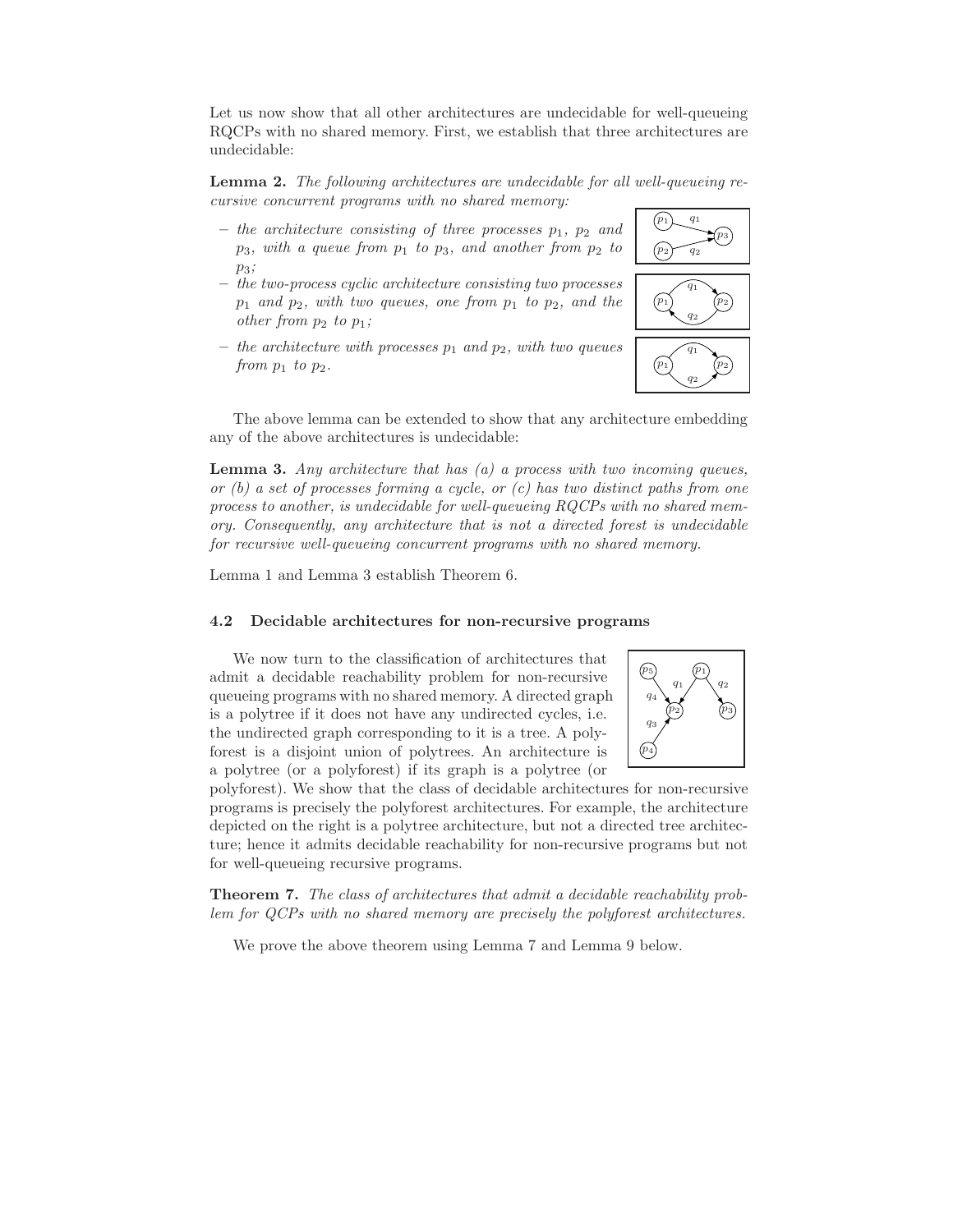Let us now show that all other architectures are undecidable for well-queueing RQCPs with no shared memory. First, we establish that three architectures are undecidable:

**Lemma 2.** *The following architectures are undecidable for all well-queueing recursive concurrent programs with no shared memory:*

- *the architecture consisting of three processes $p_1$, $p_2$ and $p_3$, with a queue from $p_1$ to $p_3$, and another from $p_2$ to $p_3$;*
- *the two-process cyclic architecture consisting two processes $p_1$ and $p_2$, with two queues, one from $p_1$ to $p_2$, and the other from $p_2$ to $p_1$;*
- *the architecture with processes $p_1$ and $p_2$, with two queues from $p_1$ to $p_2$.*

The above lemma can be extended to show that any architecture embedding any of the above architectures is undecidable:

**Lemma 3.** *Any architecture that has (a) a process with two incoming queues, or (b) a set of processes forming a cycle, or (c) has two distinct paths from one process to another, is undecidable for well-queueing RQCPs with no shared memory. Consequently, any architecture that is not a directed forest is undecidable for recursive well-queueing concurrent programs with no shared memory.*

Lemma 1 and Lemma 3 establish Theorem 6.

### 4.2 Decidable architectures for non-recursive programs

We now turn to the classification of architectures that admit a decidable reachability problem for non-recursive queueing programs with no shared memory. A directed graph is a polytree if it does not have any undirected cycles, i.e. the undirected graph corresponding to it is a tree. A polyforest is a disjoint union of polytrees. An architecture is a polytree (or a polyforest) if its graph is a polytree (or polyforest). We show that the class of decidable architectures for non-recursive programs is precisely the polyforest architectures. For example, the architecture depicted on the right is a polytree architecture, but not a directed tree architecture; hence it admits decidable reachability for non-recursive programs but not for well-queueing recursive programs.

**Theorem 7.** *The class of architectures that admit a decidable reachability problem for QCPs with no shared memory are precisely the polyforest architectures.*

We prove the above theorem using Lemma 7 and Lemma 9 below.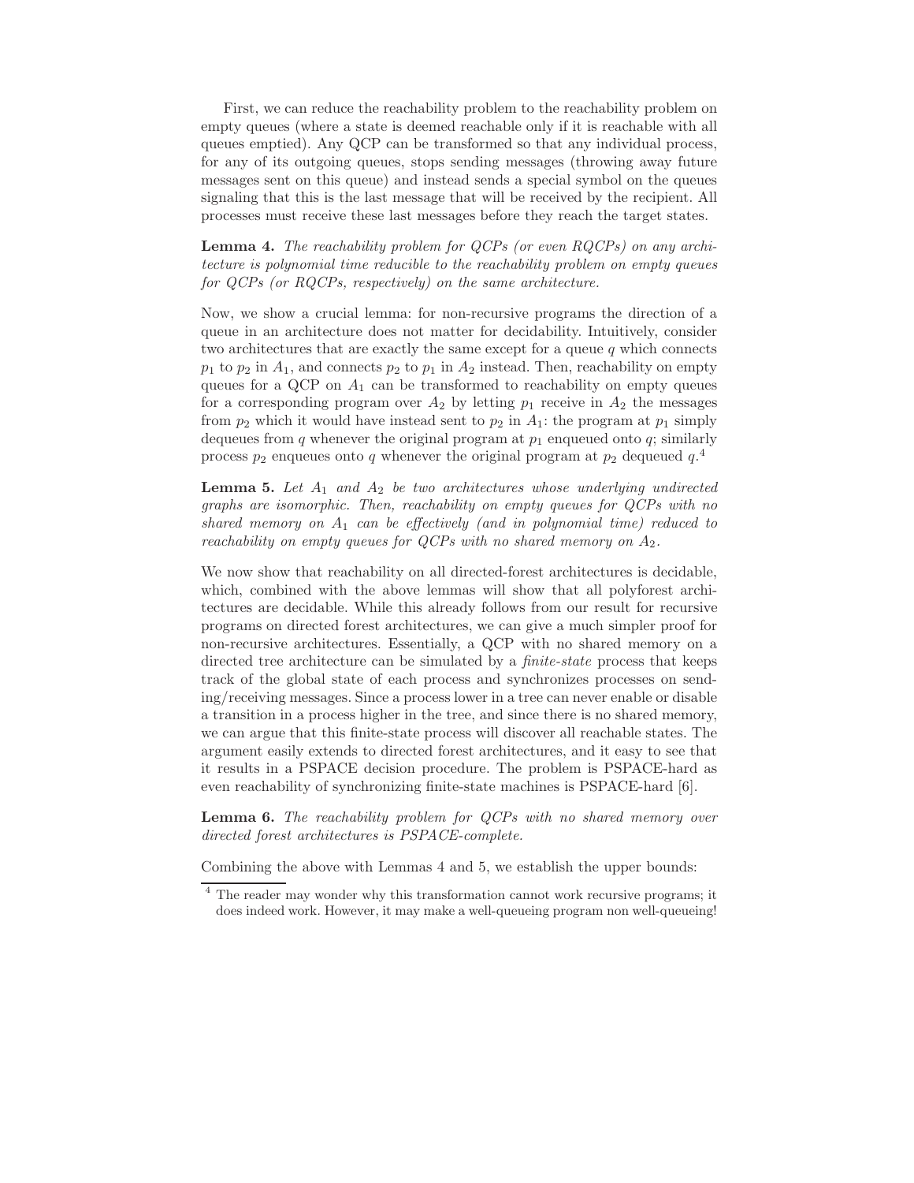First, we can reduce the reachability problem to the reachability problem on empty queues (where a state is deemed reachable only if it is reachable with all queues emptied). Any QCP can be transformed so that any individual process, for any of its outgoing queues, stops sending messages (throwing away future messages sent on this queue) and instead sends a special symbol on the queues signaling that this is the last message that will be received by the recipient. All processes must receive these last messages before they reach the target states.

**Lemma 4.** *The reachability problem for QCPs (or even RQCPs) on any architecture is polynomial time reducible to the reachability problem on empty queues for QCPs (or RQCPs, respectively) on the same architecture.*

Now, we show a crucial lemma: for non-recursive programs the direction of a queue in an architecture does not matter for decidability. Intuitively, consider two architectures that are exactly the same except for a queue $q$ which connects $p_1$ to $p_2$ in $A_1$, and connects $p_2$ to $p_1$ in $A_2$ instead. Then, reachability on empty queues for a QCP on $A_1$ can be transformed to reachability on empty queues for a corresponding program over $A_2$ by letting $p_1$ receive in $A_2$ the messages from $p_2$ which it would have instead sent to $p_2$ in $A_1$: the program at $p_1$ simply dequeues from $q$ whenever the original program at $p_1$ enqueued onto $q$; similarly process $p_2$ enqueues onto $q$ whenever the original program at $p_2$ dequeued $q$.[4]

**Lemma 5.** *Let $A_1$ and $A_2$ be two architectures whose underlying undirected graphs are isomorphic. Then, reachability on empty queues for QCPs with no shared memory on $A_1$ can be effectively (and in polynomial time) reduced to reachability on empty queues for QCPs with no shared memory on $A_2$.*

We now show that reachability on all directed-forest architectures is decidable, which, combined with the above lemmas will show that all polyforest architectures are decidable. While this already follows from our result for recursive programs on directed forest architectures, we can give a much simpler proof for non-recursive architectures. Essentially, a QCP with no shared memory on a directed tree architecture can be simulated by a *finite-state* process that keeps track of the global state of each process and synchronizes processes on sending/receiving messages. Since a process lower in a tree can never enable or disable a transition in a process higher in the tree, and since there is no shared memory, we can argue that this finite-state process will discover all reachable states. The argument easily extends to directed forest architectures, and it easy to see that it results in a PSPACE decision procedure. The problem is PSPACE-hard as even reachability of synchronizing finite-state machines is PSPACE-hard [6].

**Lemma 6.** *The reachability problem for QCPs with no shared memory over directed forest architectures is PSPACE-complete.*

Combining the above with Lemmas 4 and 5, we establish the upper bounds:

---

[4] The reader may wonder why this transformation cannot work recursive programs; it does indeed work. However, it may make a well-queueing program non well-queueing!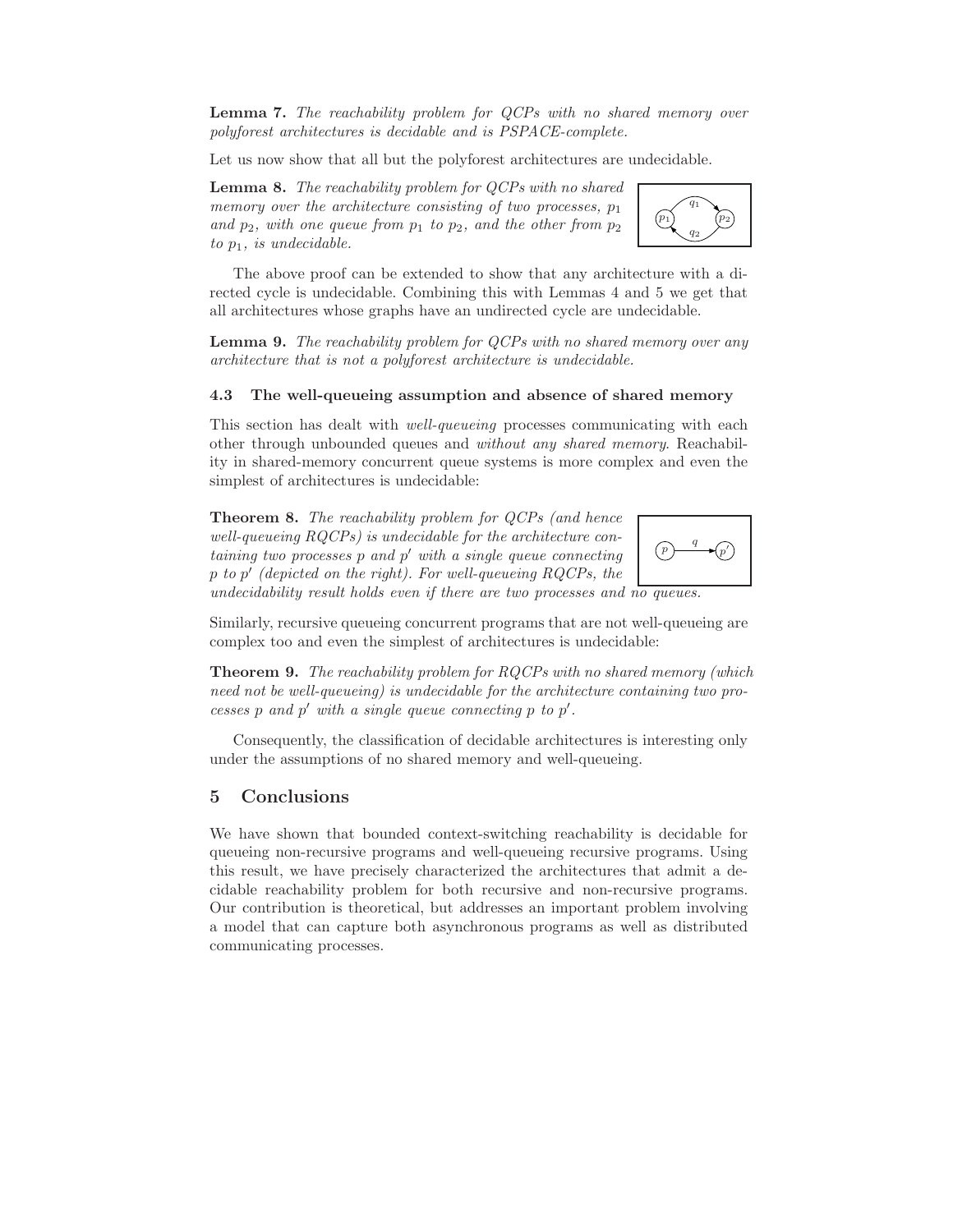**Lemma 7.** *The reachability problem for QCPs with no shared memory over polyforest architectures is decidable and is PSPACE-complete.*

Let us now show that all but the polyforest architectures are undecidable.

**Lemma 8.** *The reachability problem for QCPs with no shared memory over the architecture consisting of two processes, $p_1$ and $p_2$, with one queue from $p_1$ to $p_2$, and the other from $p_2$ to $p_1$, is undecidable.*

The above proof can be extended to show that any architecture with a directed cycle is undecidable. Combining this with Lemmas 4 and 5 we get that all architectures whose graphs have an undirected cycle are undecidable.

**Lemma 9.** *The reachability problem for QCPs with no shared memory over any architecture that is not a polyforest architecture is undecidable.*

### 4.3 The well-queueing assumption and absence of shared memory

This section has dealt with *well-queueing* processes communicating with each other through unbounded queues and *without any shared memory*. Reachability in shared-memory concurrent queue systems is more complex and even the simplest of architectures is undecidable:

**Theorem 8.** *The reachability problem for QCPs (and hence well-queueing RQCPs) is undecidable for the architecture containing two processes $p$ and $p'$ with a single queue connecting $p$ to $p'$ (depicted on the right). For well-queueing RQCPs, the undecidability result holds even if there are two processes and no queues.*

Similarly, recursive queueing concurrent programs that are not well-queueing are complex too and even the simplest of architectures is undecidable:

**Theorem 9.** *The reachability problem for RQCPs with no shared memory (which need not be well-queueing) is undecidable for the architecture containing two processes $p$ and $p'$ with a single queue connecting $p$ to $p'$.*

Consequently, the classification of decidable architectures is interesting only under the assumptions of no shared memory and well-queueing.

## 5 Conclusions

We have shown that bounded context-switching reachability is decidable for queueing non-recursive programs and well-queueing recursive programs. Using this result, we have precisely characterized the architectures that admit a decidable reachability problem for both recursive and non-recursive programs. Our contribution is theoretical, but addresses an important problem involving a model that can capture both asynchronous programs as well as distributed communicating processes.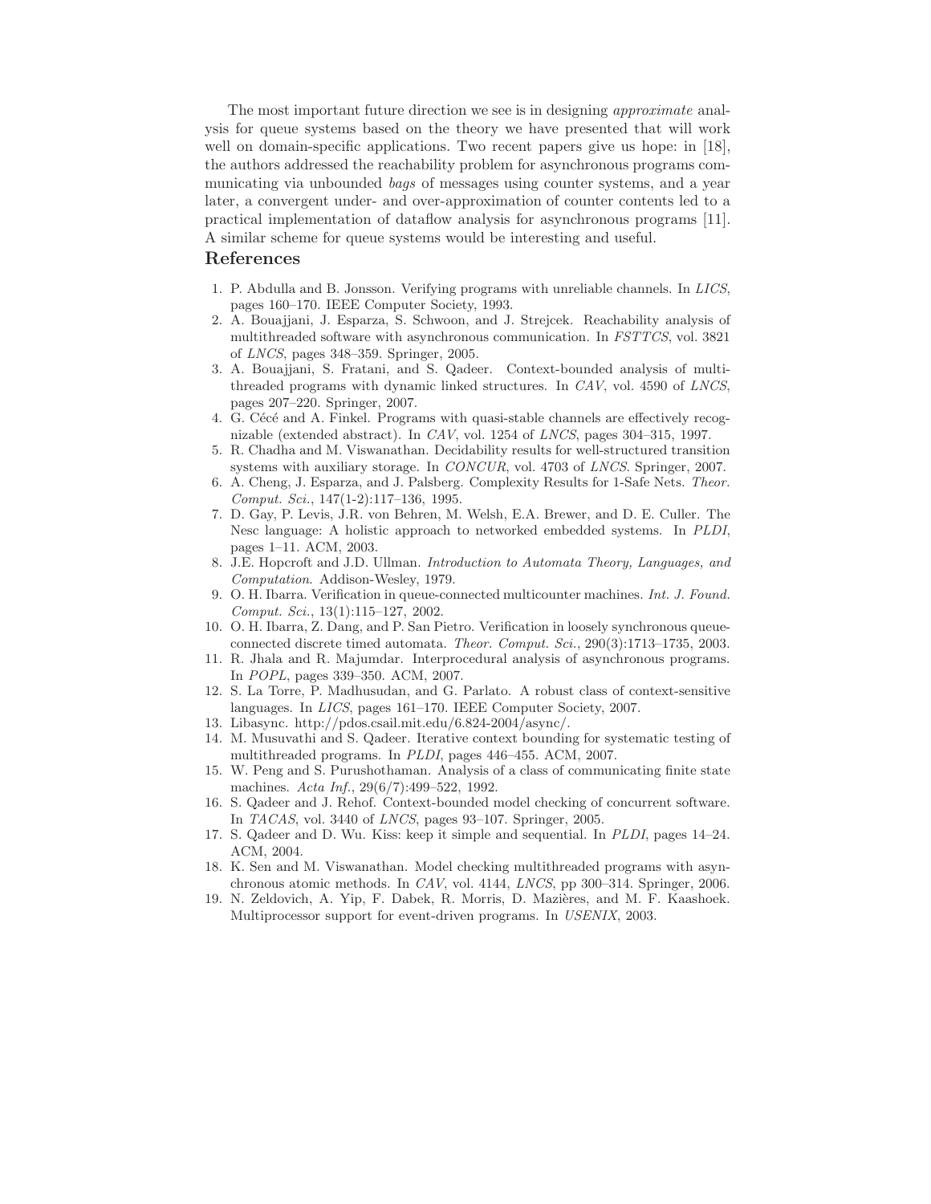The most important future direction we see is in designing *approximate* analysis for queue systems based on the theory we have presented that will work well on domain-specific applications. Two recent papers give us hope: in [18], the authors addressed the reachability problem for asynchronous programs communicating via unbounded *bags* of messages using counter systems, and a year later, a convergent under- and over-approximation of counter contents led to a practical implementation of dataflow analysis for asynchronous programs [11]. A similar scheme for queue systems would be interesting and useful.

## References

1. P. Abdulla and B. Jonsson. Verifying programs with unreliable channels. In *LICS*, pages 160–170. IEEE Computer Society, 1993.
2. A. Bouajjani, J. Esparza, S. Schwoon, and J. Strejcek. Reachability analysis of multithreaded software with asynchronous communication. In *FSTTCS*, vol. 3821 of *LNCS*, pages 348–359. Springer, 2005.
3. A. Bouajjani, S. Fratani, and S. Qadeer. Context-bounded analysis of multithreaded programs with dynamic linked structures. In *CAV*, vol. 4590 of *LNCS*, pages 207–220. Springer, 2007.
4. G. Cécé and A. Finkel. Programs with quasi-stable channels are effectively recognizable (extended abstract). In *CAV*, vol. 1254 of *LNCS*, pages 304–315, 1997.
5. R. Chadha and M. Viswanathan. Decidability results for well-structured transition systems with auxiliary storage. In *CONCUR*, vol. 4703 of *LNCS*. Springer, 2007.
6. A. Cheng, J. Esparza, and J. Palsberg. Complexity Results for 1-Safe Nets. *Theor. Comput. Sci.*, 147(1-2):117–136, 1995.
7. D. Gay, P. Levis, J.R. von Behren, M. Welsh, E.A. Brewer, and D. E. Culler. The Nesc language: A holistic approach to networked embedded systems. In *PLDI*, pages 1–11. ACM, 2003.
8. J.E. Hopcroft and J.D. Ullman. *Introduction to Automata Theory, Languages, and Computation*. Addison-Wesley, 1979.
9. O. H. Ibarra. Verification in queue-connected multicounter machines. *Int. J. Found. Comput. Sci.*, 13(1):115–127, 2002.
10. O. H. Ibarra, Z. Dang, and P. San Pietro. Verification in loosely synchronous queue-connected discrete timed automata. *Theor. Comput. Sci.*, 290(3):1713–1735, 2003.
11. R. Jhala and R. Majumdar. Interprocedural analysis of asynchronous programs. In *POPL*, pages 339–350. ACM, 2007.
12. S. La Torre, P. Madhusudan, and G. Parlato. A robust class of context-sensitive languages. In *LICS*, pages 161–170. IEEE Computer Society, 2007.
13. Libasync. http://pdos.csail.mit.edu/6.824-2004/async/.
14. M. Musuvathi and S. Qadeer. Iterative context bounding for systematic testing of multithreaded programs. In *PLDI*, pages 446–455. ACM, 2007.
15. W. Peng and S. Purushothaman. Analysis of a class of communicating finite state machines. *Acta Inf.*, 29(6/7):499–522, 1992.
16. S. Qadeer and J. Rehof. Context-bounded model checking of concurrent software. In *TACAS*, vol. 3440 of *LNCS*, pages 93–107. Springer, 2005.
17. S. Qadeer and D. Wu. Kiss: keep it simple and sequential. In *PLDI*, pages 14–24. ACM, 2004.
18. K. Sen and M. Viswanathan. Model checking multithreaded programs with asynchronous atomic methods. In *CAV*, vol. 4144, *LNCS*, pp 300–314. Springer, 2006.
19. N. Zeldovich, A. Yip, F. Dabek, R. Morris, D. Mazières, and M. F. Kaashoek. Multiprocessor support for event-driven programs. In *USENIX*, 2003.